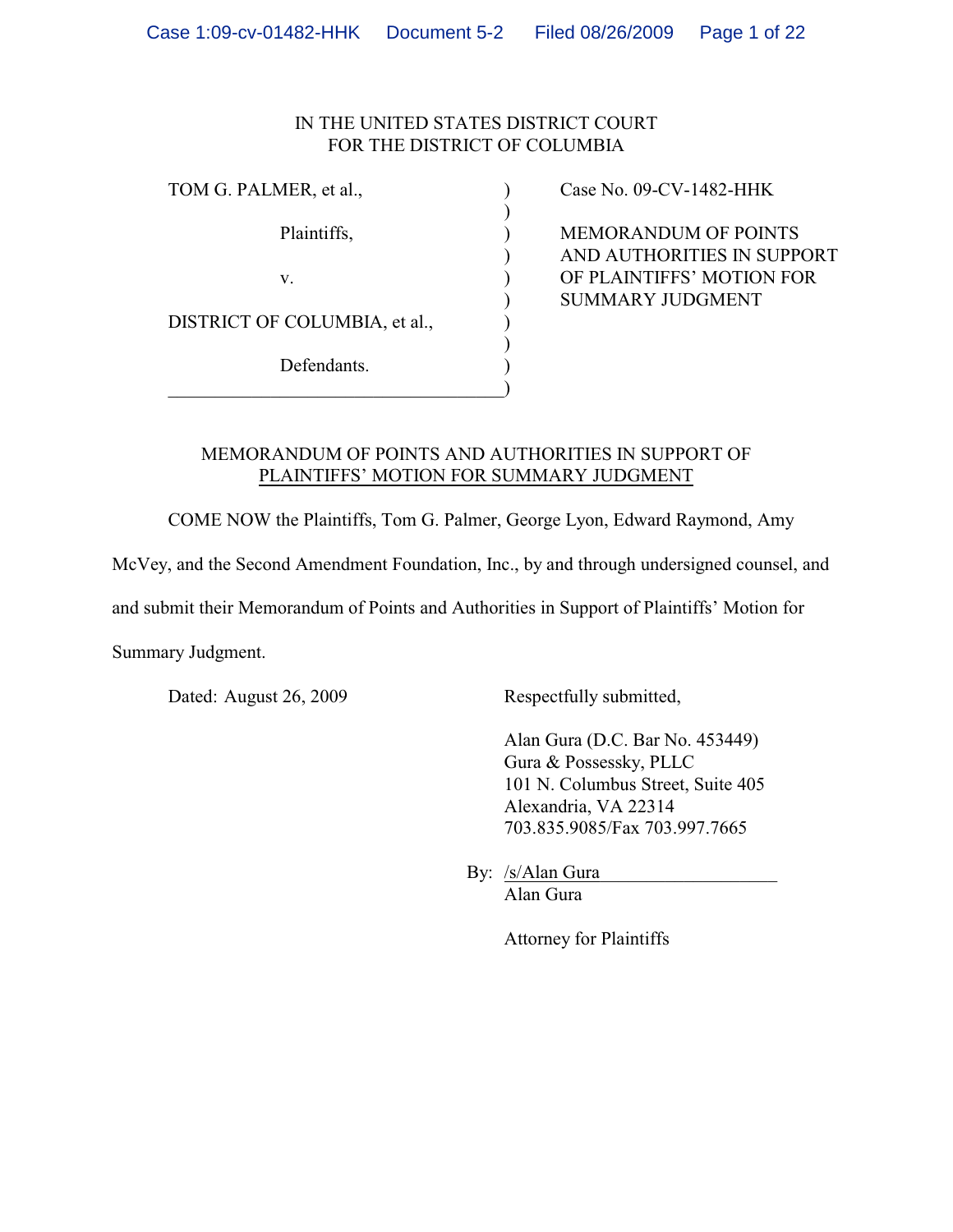IN THE UNITED STATES DISTRICT COURT
FOR THE DISTRICT OF COLUMBIA

| | | |
|---|---|---|
| TOM G. PALMER, et al., | ) | Case No. 09-CV-1482-HHK |
| Plaintiffs, | ) | MEMORANDUM OF POINTS AND AUTHORITIES IN SUPPORT OF PLAINTIFFS' MOTION FOR SUMMARY JUDGMENT |
| v. | ) | |
| DISTRICT OF COLUMBIA, et al., | ) | |
| Defendants. | ) | |

## MEMORANDUM OF POINTS AND AUTHORITIES IN SUPPORT OF PLAINTIFFS' MOTION FOR SUMMARY JUDGMENT

COME NOW the Plaintiffs, Tom G. Palmer, George Lyon, Edward Raymond, Amy McVey, and the Second Amendment Foundation, Inc., by and through undersigned counsel, and and submit their Memorandum of Points and Authorities in Support of Plaintiffs' Motion for Summary Judgment.

Dated: August 26, 2009

Respectfully submitted,

Alan Gura (D.C. Bar No. 453449)
Gura & Possessky, PLLC
101 N. Columbus Street, Suite 405
Alexandria, VA 22314
703.835.9085/Fax 703.997.7665

By: /s/Alan Gura
Alan Gura

Attorney for Plaintiffs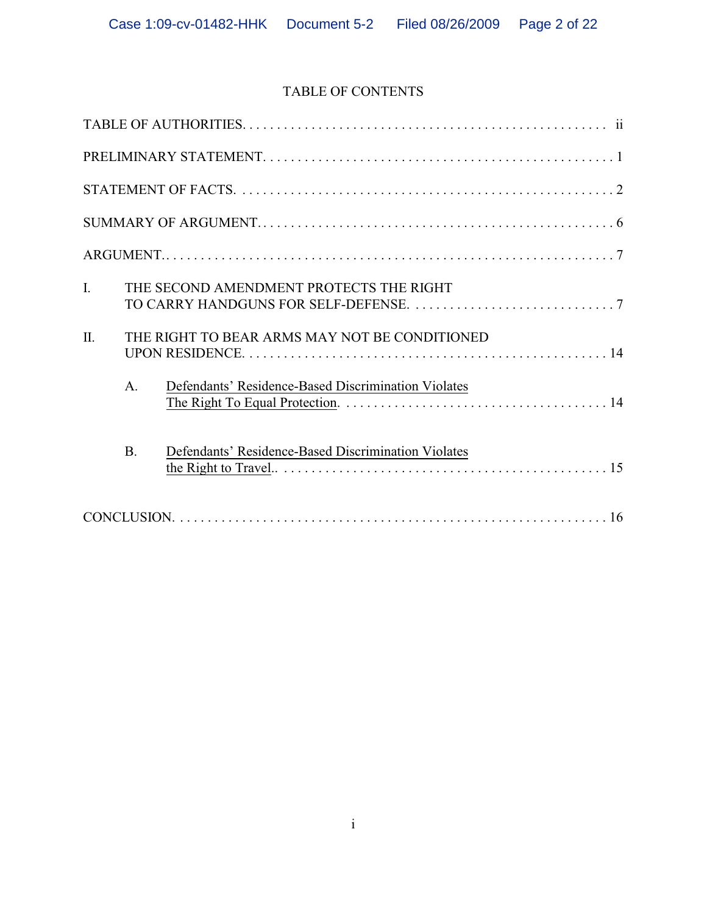# TABLE OF CONTENTS

TABLE OF AUTHORITIES. . . . . . . . . . . . . . . . . . . . . . . . . . . . . . . . . . . . . . . . . . . . . . . . . . . ii

PRELIMINARY STATEMENT. . . . . . . . . . . . . . . . . . . . . . . . . . . . . . . . . . . . . . . . . . . . . . . . . . 1

STATEMENT OF FACTS. . . . . . . . . . . . . . . . . . . . . . . . . . . . . . . . . . . . . . . . . . . . . . . . . . . . . 2

SUMMARY OF ARGUMENT. . . . . . . . . . . . . . . . . . . . . . . . . . . . . . . . . . . . . . . . . . . . . . . . . . 6

ARGUMENT.. . . . . . . . . . . . . . . . . . . . . . . . . . . . . . . . . . . . . . . . . . . . . . . . . . . . . . . . . . . . . . 7

I. THE SECOND AMENDMENT PROTECTS THE RIGHT TO CARRY HANDGUNS FOR SELF-DEFENSE. . . . . . . . . . . . . . . . . . . . . . . . . . . . . . . 7

II. THE RIGHT TO BEAR ARMS MAY NOT BE CONDITIONED UPON RESIDENCE. . . . . . . . . . . . . . . . . . . . . . . . . . . . . . . . . . . . . . . . . . . . . . . . . . . . . 14

A. Defendants' Residence-Based Discrimination Violates The Right To Equal Protection. . . . . . . . . . . . . . . . . . . . . . . . . . . . . . . . . . . . . . 14

B. Defendants' Residence-Based Discrimination Violates the Right to Travel.. . . . . . . . . . . . . . . . . . . . . . . . . . . . . . . . . . . . . . . . . . . . . . 15

CONCLUSION. . . . . . . . . . . . . . . . . . . . . . . . . . . . . . . . . . . . . . . . . . . . . . . . . . . . . . . . . . . . . . 16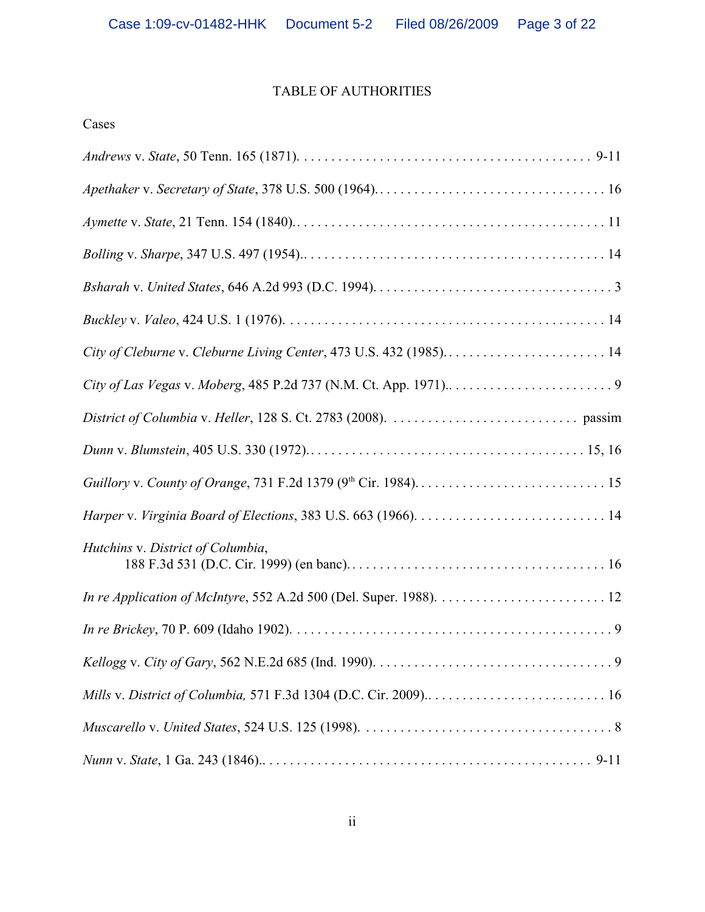# TABLE OF AUTHORITIES

Cases

*Andrews* v. *State*, 50 Tenn. 165 (1871). . . . . . . . . . . . . . . . . . . . . . . . . . . . . . . . . . . . . . . . . . . 9-11

*Apethaker* v. *Secretary of State*, 378 U.S. 500 (1964). . . . . . . . . . . . . . . . . . . . . . . . . . . . . . . . . . 16

*Aymette* v. *State*, 21 Tenn. 154 (1840). . . . . . . . . . . . . . . . . . . . . . . . . . . . . . . . . . . . . . . . . . . . . 11

*Bolling* v. *Sharpe*, 347 U.S. 497 (1954). . . . . . . . . . . . . . . . . . . . . . . . . . . . . . . . . . . . . . . . . . . . 14

*Bsharah* v. *United States*, 646 A.2d 993 (D.C. 1994). . . . . . . . . . . . . . . . . . . . . . . . . . . . . . . . . . . 3

*Buckley* v. *Valeo*, 424 U.S. 1 (1976). . . . . . . . . . . . . . . . . . . . . . . . . . . . . . . . . . . . . . . . . . . . . . 14

*City of Cleburne* v. *Cleburne Living Center*, 473 U.S. 432 (1985). . . . . . . . . . . . . . . . . . . . . . . . . 14

*City of Las Vegas* v. *Moberg*, 485 P.2d 737 (N.M. Ct. App. 1971). . . . . . . . . . . . . . . . . . . . . . . . . 9

*District of Columbia* v. *Heller*, 128 S. Ct. 2783 (2008). . . . . . . . . . . . . . . . . . . . . . . . . . . . passim

*Dunn* v. *Blumstein*, 405 U.S. 330 (1972). . . . . . . . . . . . . . . . . . . . . . . . . . . . . . . . . . . . . . . . . 15, 16

*Guillory* v. *County of Orange*, 731 F.2d 1379 (9th Cir. 1984). . . . . . . . . . . . . . . . . . . . . . . . . . . . 15

*Harper* v. *Virginia Board of Elections*, 383 U.S. 663 (1966). . . . . . . . . . . . . . . . . . . . . . . . . . . . 14

*Hutchins* v. *District of Columbia*,
188 F.3d 531 (D.C. Cir. 1999) (en banc). . . . . . . . . . . . . . . . . . . . . . . . . . . . . . . . . . . . . . 16

*In re Application of McIntyre*, 552 A.2d 500 (Del. Super. 1988). . . . . . . . . . . . . . . . . . . . . . . . . 12

*In re Brickey*, 70 P. 609 (Idaho 1902). . . . . . . . . . . . . . . . . . . . . . . . . . . . . . . . . . . . . . . . . . . . . . . 9

*Kellogg* v. *City of Gary*, 562 N.E.2d 685 (Ind. 1990). . . . . . . . . . . . . . . . . . . . . . . . . . . . . . . . . . . 9

*Mills* v. *District of Columbia,* 571 F.3d 1304 (D.C. Cir. 2009). . . . . . . . . . . . . . . . . . . . . . . . . . . 16

*Muscarello* v. *United States*, 524 U.S. 125 (1998). . . . . . . . . . . . . . . . . . . . . . . . . . . . . . . . . . . . . 8

*Nunn* v. *State*, 1 Ga. 243 (1846). . . . . . . . . . . . . . . . . . . . . . . . . . . . . . . . . . . . . . . . . . . . . . . . 9-11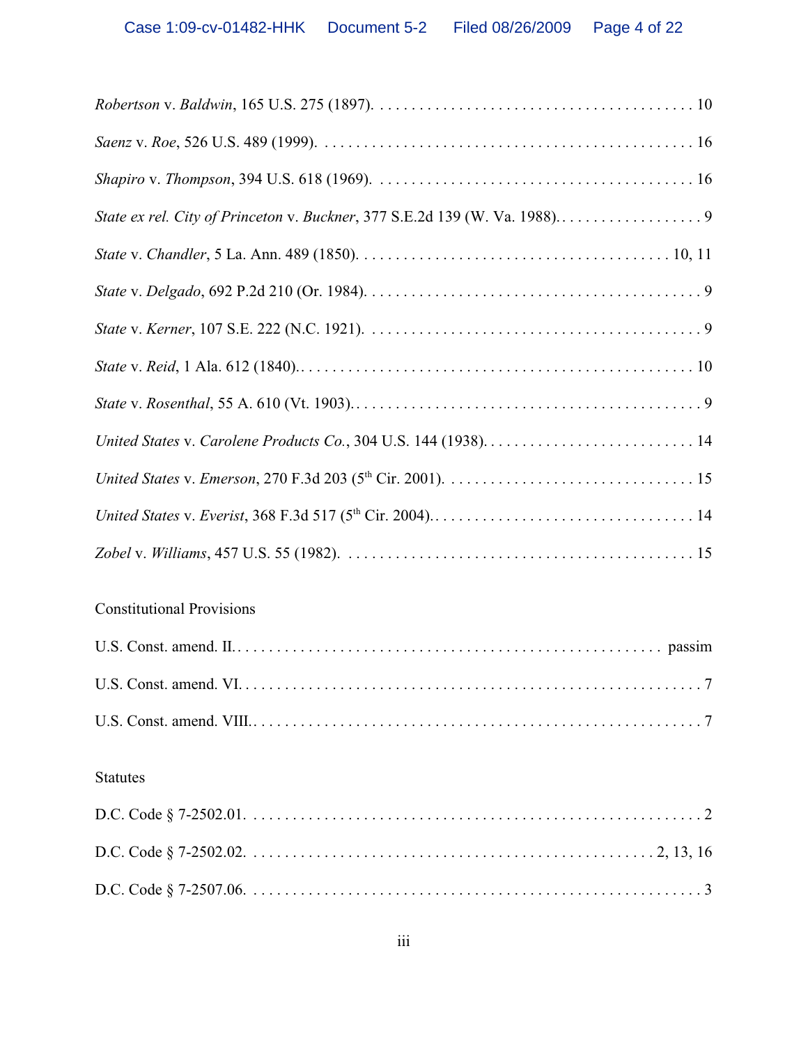*Robertson* v. *Baldwin*, 165 U.S. 275 (1897). . . . . . . . . . . . . . . . . . . . . . . . . . . . . . . . . . . . . . . . . 10

*Saenz* v. *Roe*, 526 U.S. 489 (1999). . . . . . . . . . . . . . . . . . . . . . . . . . . . . . . . . . . . . . . . . . . . . . . 16

*Shapiro* v. *Thompson*, 394 U.S. 618 (1969). . . . . . . . . . . . . . . . . . . . . . . . . . . . . . . . . . . . . . . . 16

*State ex rel. City of Princeton* v. *Buckner*, 377 S.E.2d 139 (W. Va. 1988). . . . . . . . . . . . . . . . . . . 9

*State* v. *Chandler*, 5 La. Ann. 489 (1850). . . . . . . . . . . . . . . . . . . . . . . . . . . . . . . . . . . . . . . 10, 11

*State* v. *Delgado*, 692 P.2d 210 (Or. 1984). . . . . . . . . . . . . . . . . . . . . . . . . . . . . . . . . . . . . . . . . . 9

*State* v. *Kerner*, 107 S.E. 222 (N.C. 1921). . . . . . . . . . . . . . . . . . . . . . . . . . . . . . . . . . . . . . . . . . 9

*State* v. *Reid*, 1 Ala. 612 (1840). . . . . . . . . . . . . . . . . . . . . . . . . . . . . . . . . . . . . . . . . . . . . . . . . . 10

*State* v. *Rosenthal*, 55 A. 610 (Vt. 1903). . . . . . . . . . . . . . . . . . . . . . . . . . . . . . . . . . . . . . . . . . . . 9

*United States* v. *Carolene Products Co.*, 304 U.S. 144 (1938). . . . . . . . . . . . . . . . . . . . . . . . . . . 14

*United States* v. *Emerson*, 270 F.3d 203 (5th Cir. 2001). . . . . . . . . . . . . . . . . . . . . . . . . . . . . . . . 15

*United States* v. *Everist*, 368 F.3d 517 (5th Cir. 2004). . . . . . . . . . . . . . . . . . . . . . . . . . . . . . . . . 14

*Zobel* v. *Williams*, 457 U.S. 55 (1982). . . . . . . . . . . . . . . . . . . . . . . . . . . . . . . . . . . . . . . . . . . . 15

Constitutional Provisions

U.S. Const. amend. II. . . . . . . . . . . . . . . . . . . . . . . . . . . . . . . . . . . . . . . . . . . . . . . . . . . . . passim

U.S. Const. amend. VI. . . . . . . . . . . . . . . . . . . . . . . . . . . . . . . . . . . . . . . . . . . . . . . . . . . . . . . . . 7

U.S. Const. amend. VIII. . . . . . . . . . . . . . . . . . . . . . . . . . . . . . . . . . . . . . . . . . . . . . . . . . . . . . . 7

Statutes

D.C. Code § 7-2502.01. . . . . . . . . . . . . . . . . . . . . . . . . . . . . . . . . . . . . . . . . . . . . . . . . . . . . . . . 2

D.C. Code § 7-2502.02. . . . . . . . . . . . . . . . . . . . . . . . . . . . . . . . . . . . . . . . . . . . . . . . . . . 2, 13, 16

D.C. Code § 7-2507.06. . . . . . . . . . . . . . . . . . . . . . . . . . . . . . . . . . . . . . . . . . . . . . . . . . . . . . . . 3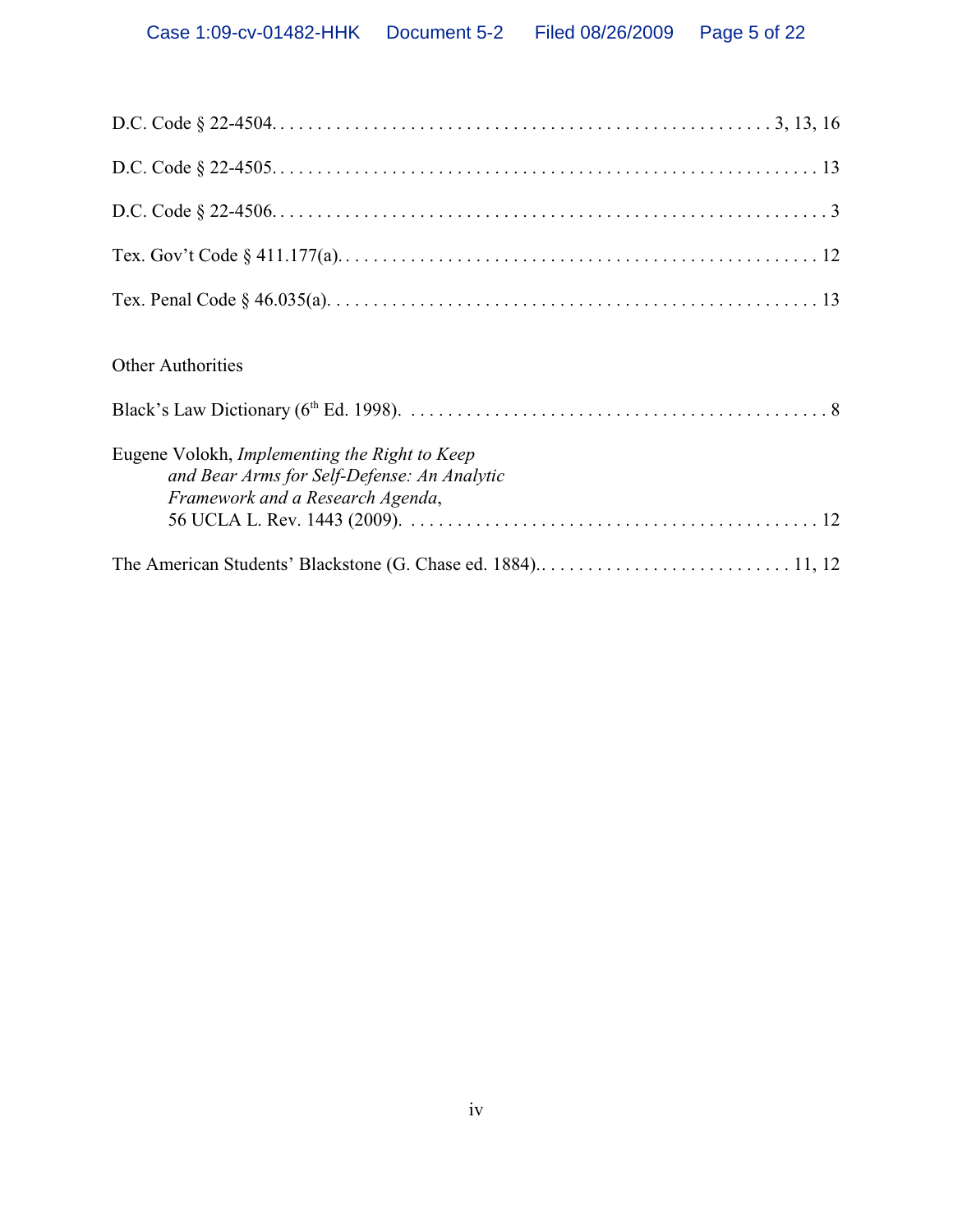D.C. Code § 22-4504. . . . . . . . . . . . . . . . . . . . . . . . . . . . . . . . . . . . . . . . . . . . . . . . . . 3, 13, 16

D.C. Code § 22-4505. . . . . . . . . . . . . . . . . . . . . . . . . . . . . . . . . . . . . . . . . . . . . . . . . . . . . . 13

D.C. Code § 22-4506. . . . . . . . . . . . . . . . . . . . . . . . . . . . . . . . . . . . . . . . . . . . . . . . . . . . . . . 3

Tex. Gov't Code § 411.177(a). . . . . . . . . . . . . . . . . . . . . . . . . . . . . . . . . . . . . . . . . . . . . . . . 12

Tex. Penal Code § 46.035(a). . . . . . . . . . . . . . . . . . . . . . . . . . . . . . . . . . . . . . . . . . . . . . . . . 13

Other Authorities

Black's Law Dictionary (6th Ed. 1998). . . . . . . . . . . . . . . . . . . . . . . . . . . . . . . . . . . . . . . . . . . . . 8

Eugene Volokh, *Implementing the Right to Keep and Bear Arms for Self-Defense: An Analytic Framework and a Research Agenda*, 56 UCLA L. Rev. 1443 (2009). . . . . . . . . . . . . . . . . . . . . . . . . . . . . . . . . . . . . . . . . . . . . 12

The American Students' Blackstone (G. Chase ed. 1884). . . . . . . . . . . . . . . . . . . . . . . . . . . 11, 12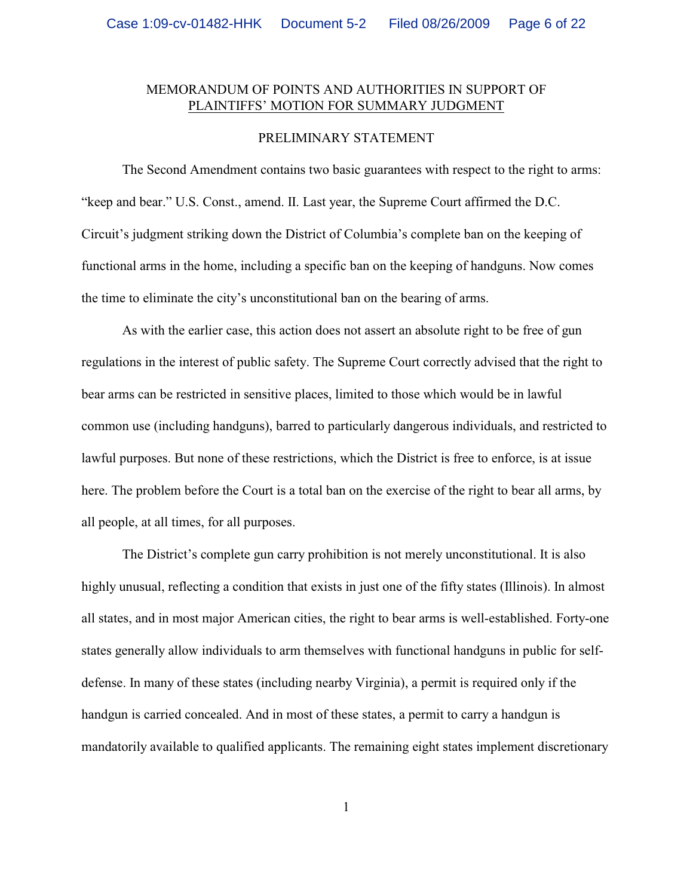# MEMORANDUM OF POINTS AND AUTHORITIES IN SUPPORT OF PLAINTIFFS' MOTION FOR SUMMARY JUDGMENT

## PRELIMINARY STATEMENT

The Second Amendment contains two basic guarantees with respect to the right to arms: "keep and bear." U.S. Const., amend. II. Last year, the Supreme Court affirmed the D.C. Circuit's judgment striking down the District of Columbia's complete ban on the keeping of functional arms in the home, including a specific ban on the keeping of handguns. Now comes the time to eliminate the city's unconstitutional ban on the bearing of arms.

As with the earlier case, this action does not assert an absolute right to be free of gun regulations in the interest of public safety. The Supreme Court correctly advised that the right to bear arms can be restricted in sensitive places, limited to those which would be in lawful common use (including handguns), barred to particularly dangerous individuals, and restricted to lawful purposes. But none of these restrictions, which the District is free to enforce, is at issue here. The problem before the Court is a total ban on the exercise of the right to bear all arms, by all people, at all times, for all purposes.

The District's complete gun carry prohibition is not merely unconstitutional. It is also highly unusual, reflecting a condition that exists in just one of the fifty states (Illinois). In almost all states, and in most major American cities, the right to bear arms is well-established. Forty-one states generally allow individuals to arm themselves with functional handguns in public for self-defense. In many of these states (including nearby Virginia), a permit is required only if the handgun is carried concealed. And in most of these states, a permit to carry a handgun is mandatorily available to qualified applicants. The remaining eight states implement discretionary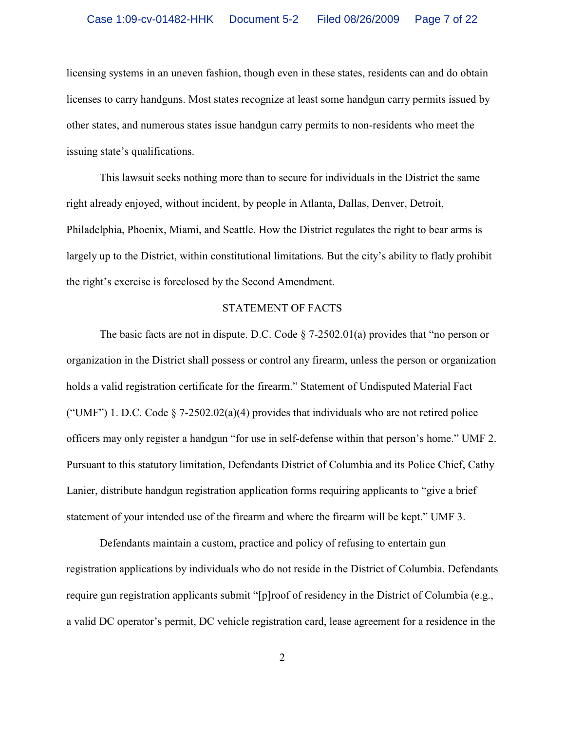licensing systems in an uneven fashion, though even in these states, residents can and do obtain licenses to carry handguns. Most states recognize at least some handgun carry permits issued by other states, and numerous states issue handgun carry permits to non-residents who meet the issuing state's qualifications.

This lawsuit seeks nothing more than to secure for individuals in the District the same right already enjoyed, without incident, by people in Atlanta, Dallas, Denver, Detroit, Philadelphia, Phoenix, Miami, and Seattle. How the District regulates the right to bear arms is largely up to the District, within constitutional limitations. But the city's ability to flatly prohibit the right's exercise is foreclosed by the Second Amendment.

## STATEMENT OF FACTS

The basic facts are not in dispute. D.C. Code § 7-2502.01(a) provides that "no person or organization in the District shall possess or control any firearm, unless the person or organization holds a valid registration certificate for the firearm." Statement of Undisputed Material Fact ("UMF") 1. D.C. Code § 7-2502.02(a)(4) provides that individuals who are not retired police officers may only register a handgun "for use in self-defense within that person's home." UMF 2. Pursuant to this statutory limitation, Defendants District of Columbia and its Police Chief, Cathy Lanier, distribute handgun registration application forms requiring applicants to "give a brief statement of your intended use of the firearm and where the firearm will be kept." UMF 3.

Defendants maintain a custom, practice and policy of refusing to entertain gun registration applications by individuals who do not reside in the District of Columbia. Defendants require gun registration applicants submit "[p]roof of residency in the District of Columbia (e.g., a valid DC operator's permit, DC vehicle registration card, lease agreement for a residence in the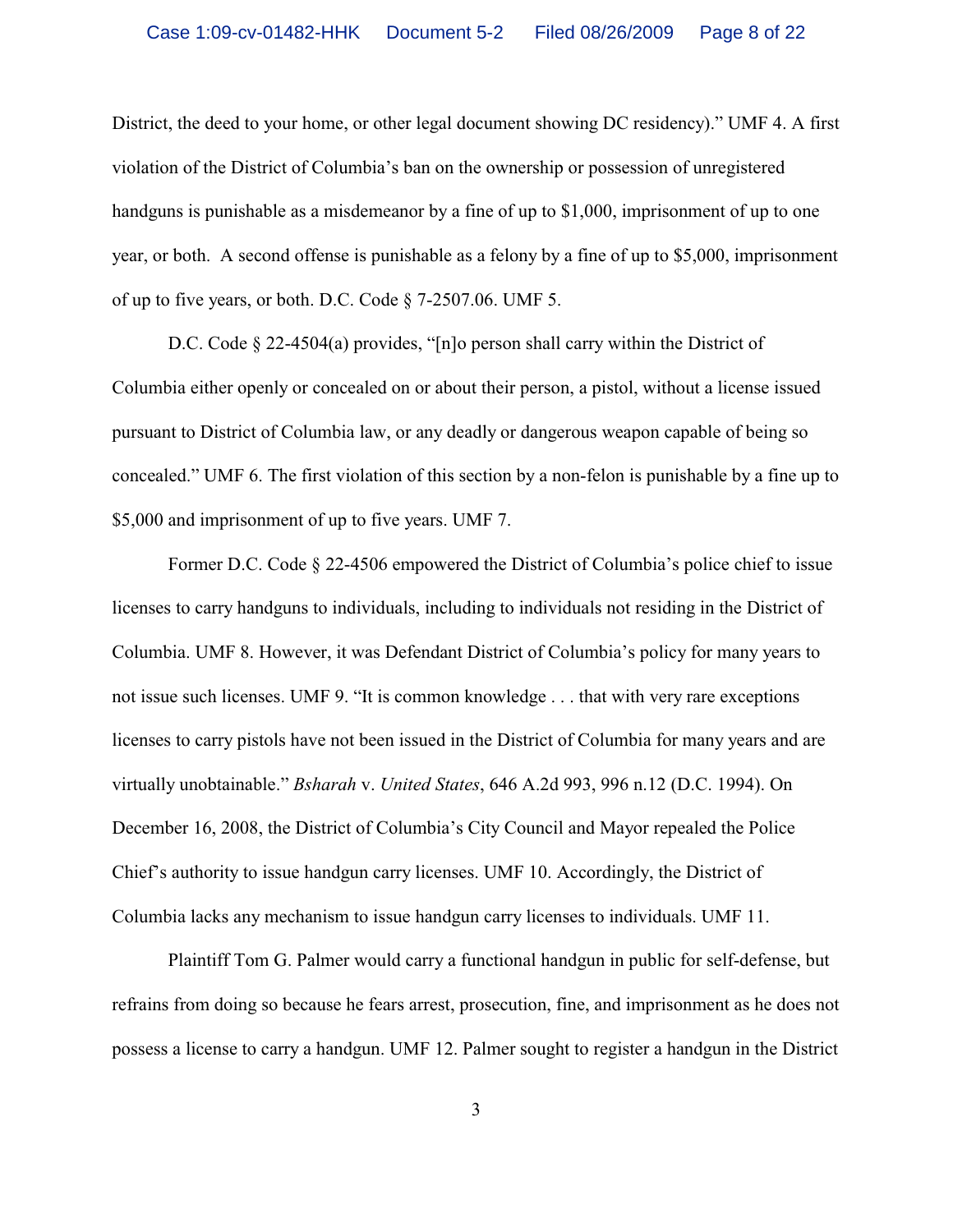District, the deed to your home, or other legal document showing DC residency)." UMF 4. A first violation of the District of Columbia's ban on the ownership or possession of unregistered handguns is punishable as a misdemeanor by a fine of up to $1,000, imprisonment of up to one year, or both. A second offense is punishable as a felony by a fine of up to $5,000, imprisonment of up to five years, or both. D.C. Code § 7-2507.06. UMF 5.

D.C. Code § 22-4504(a) provides, "[n]o person shall carry within the District of Columbia either openly or concealed on or about their person, a pistol, without a license issued pursuant to District of Columbia law, or any deadly or dangerous weapon capable of being so concealed." UMF 6. The first violation of this section by a non-felon is punishable by a fine up to $5,000 and imprisonment of up to five years. UMF 7.

Former D.C. Code § 22-4506 empowered the District of Columbia's police chief to issue licenses to carry handguns to individuals, including to individuals not residing in the District of Columbia. UMF 8. However, it was Defendant District of Columbia's policy for many years to not issue such licenses. UMF 9. "It is common knowledge . . . that with very rare exceptions licenses to carry pistols have not been issued in the District of Columbia for many years and are virtually unobtainable." *Bsharah* v. *United States*, 646 A.2d 993, 996 n.12 (D.C. 1994). On December 16, 2008, the District of Columbia's City Council and Mayor repealed the Police Chief's authority to issue handgun carry licenses. UMF 10. Accordingly, the District of Columbia lacks any mechanism to issue handgun carry licenses to individuals. UMF 11.

Plaintiff Tom G. Palmer would carry a functional handgun in public for self-defense, but refrains from doing so because he fears arrest, prosecution, fine, and imprisonment as he does not possess a license to carry a handgun. UMF 12. Palmer sought to register a handgun in the District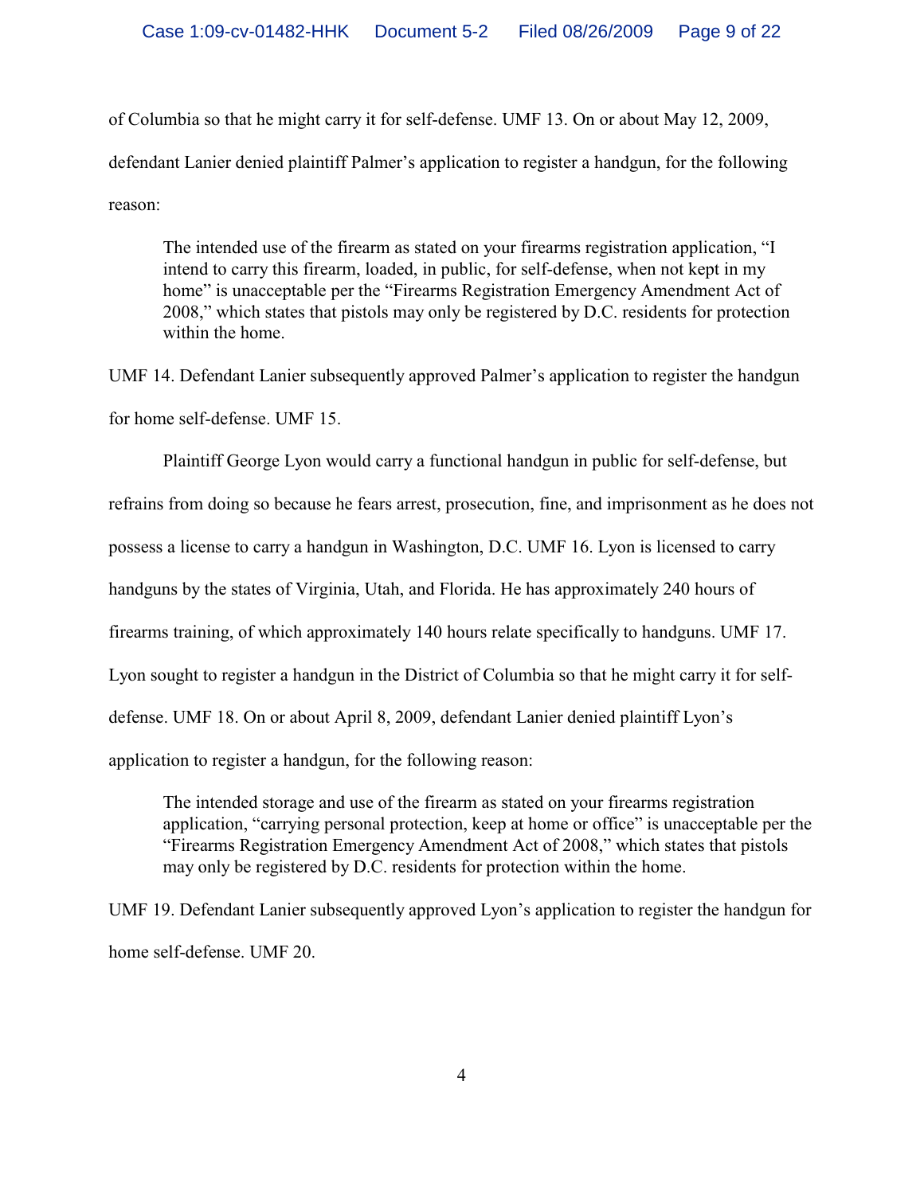of Columbia so that he might carry it for self-defense. UMF 13. On or about May 12, 2009, defendant Lanier denied plaintiff Palmer's application to register a handgun, for the following reason:

> The intended use of the firearm as stated on your firearms registration application, "I intend to carry this firearm, loaded, in public, for self-defense, when not kept in my home" is unacceptable per the "Firearms Registration Emergency Amendment Act of 2008," which states that pistols may only be registered by D.C. residents for protection within the home.

UMF 14. Defendant Lanier subsequently approved Palmer's application to register the handgun for home self-defense. UMF 15.

Plaintiff George Lyon would carry a functional handgun in public for self-defense, but refrains from doing so because he fears arrest, prosecution, fine, and imprisonment as he does not possess a license to carry a handgun in Washington, D.C. UMF 16. Lyon is licensed to carry handguns by the states of Virginia, Utah, and Florida. He has approximately 240 hours of firearms training, of which approximately 140 hours relate specifically to handguns. UMF 17. Lyon sought to register a handgun in the District of Columbia so that he might carry it for self-defense. UMF 18. On or about April 8, 2009, defendant Lanier denied plaintiff Lyon's application to register a handgun, for the following reason:

> The intended storage and use of the firearm as stated on your firearms registration application, "carrying personal protection, keep at home or office" is unacceptable per the "Firearms Registration Emergency Amendment Act of 2008," which states that pistols may only be registered by D.C. residents for protection within the home.

UMF 19. Defendant Lanier subsequently approved Lyon's application to register the handgun for home self-defense. UMF 20.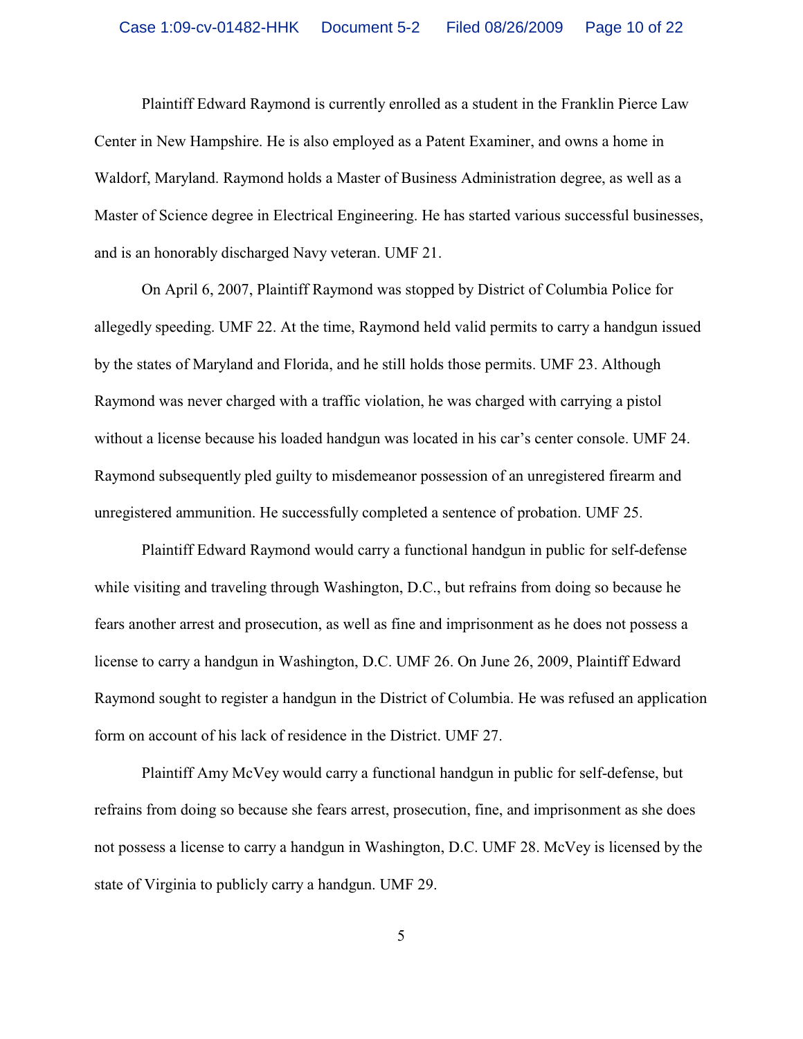Plaintiff Edward Raymond is currently enrolled as a student in the Franklin Pierce Law Center in New Hampshire. He is also employed as a Patent Examiner, and owns a home in Waldorf, Maryland. Raymond holds a Master of Business Administration degree, as well as a Master of Science degree in Electrical Engineering. He has started various successful businesses, and is an honorably discharged Navy veteran. UMF 21.

On April 6, 2007, Plaintiff Raymond was stopped by District of Columbia Police for allegedly speeding. UMF 22. At the time, Raymond held valid permits to carry a handgun issued by the states of Maryland and Florida, and he still holds those permits. UMF 23. Although Raymond was never charged with a traffic violation, he was charged with carrying a pistol without a license because his loaded handgun was located in his car's center console. UMF 24. Raymond subsequently pled guilty to misdemeanor possession of an unregistered firearm and unregistered ammunition. He successfully completed a sentence of probation. UMF 25.

Plaintiff Edward Raymond would carry a functional handgun in public for self-defense while visiting and traveling through Washington, D.C., but refrains from doing so because he fears another arrest and prosecution, as well as fine and imprisonment as he does not possess a license to carry a handgun in Washington, D.C. UMF 26. On June 26, 2009, Plaintiff Edward Raymond sought to register a handgun in the District of Columbia. He was refused an application form on account of his lack of residence in the District. UMF 27.

Plaintiff Amy McVey would carry a functional handgun in public for self-defense, but refrains from doing so because she fears arrest, prosecution, fine, and imprisonment as she does not possess a license to carry a handgun in Washington, D.C. UMF 28. McVey is licensed by the state of Virginia to publicly carry a handgun. UMF 29.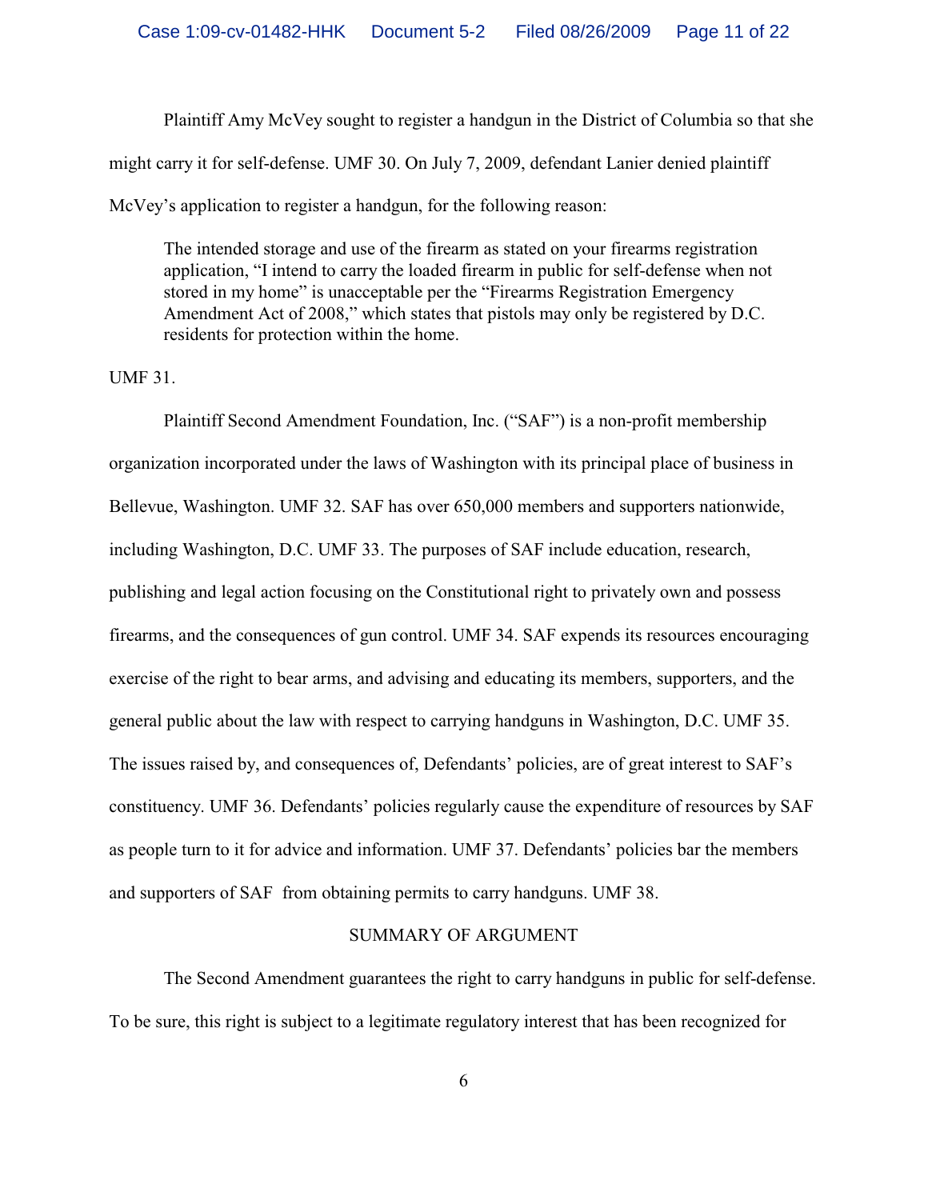Plaintiff Amy McVey sought to register a handgun in the District of Columbia so that she might carry it for self-defense. UMF 30. On July 7, 2009, defendant Lanier denied plaintiff McVey's application to register a handgun, for the following reason:

> The intended storage and use of the firearm as stated on your firearms registration application, "I intend to carry the loaded firearm in public for self-defense when not stored in my home" is unacceptable per the "Firearms Registration Emergency Amendment Act of 2008," which states that pistols may only be registered by D.C. residents for protection within the home.

UMF 31.

Plaintiff Second Amendment Foundation, Inc. ("SAF") is a non-profit membership organization incorporated under the laws of Washington with its principal place of business in Bellevue, Washington. UMF 32. SAF has over 650,000 members and supporters nationwide, including Washington, D.C. UMF 33. The purposes of SAF include education, research, publishing and legal action focusing on the Constitutional right to privately own and possess firearms, and the consequences of gun control. UMF 34. SAF expends its resources encouraging exercise of the right to bear arms, and advising and educating its members, supporters, and the general public about the law with respect to carrying handguns in Washington, D.C. UMF 35. The issues raised by, and consequences of, Defendants' policies, are of great interest to SAF's constituency. UMF 36. Defendants' policies regularly cause the expenditure of resources by SAF as people turn to it for advice and information. UMF 37. Defendants' policies bar the members and supporters of SAF from obtaining permits to carry handguns. UMF 38.

## SUMMARY OF ARGUMENT

The Second Amendment guarantees the right to carry handguns in public for self-defense. To be sure, this right is subject to a legitimate regulatory interest that has been recognized for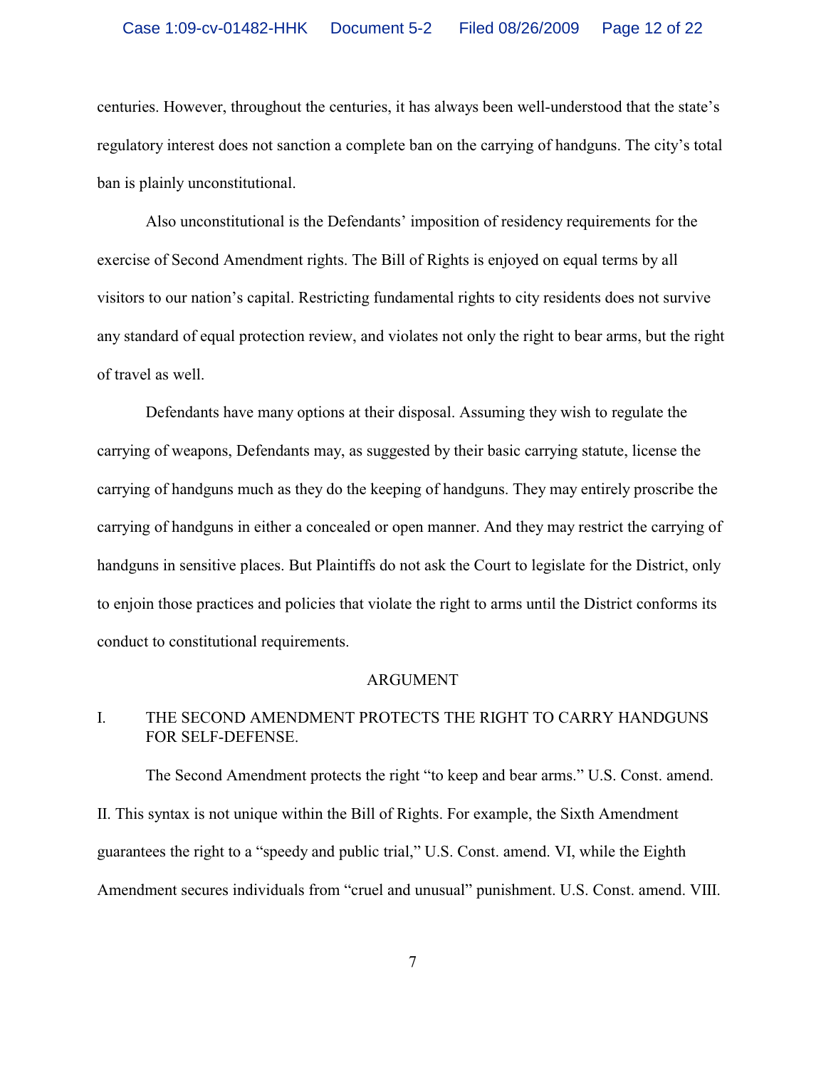centuries. However, throughout the centuries, it has always been well-understood that the state's regulatory interest does not sanction a complete ban on the carrying of handguns. The city's total ban is plainly unconstitutional.

Also unconstitutional is the Defendants' imposition of residency requirements for the exercise of Second Amendment rights. The Bill of Rights is enjoyed on equal terms by all visitors to our nation's capital. Restricting fundamental rights to city residents does not survive any standard of equal protection review, and violates not only the right to bear arms, but the right of travel as well.

Defendants have many options at their disposal. Assuming they wish to regulate the carrying of weapons, Defendants may, as suggested by their basic carrying statute, license the carrying of handguns much as they do the keeping of handguns. They may entirely proscribe the carrying of handguns in either a concealed or open manner. And they may restrict the carrying of handguns in sensitive places. But Plaintiffs do not ask the Court to legislate for the District, only to enjoin those practices and policies that violate the right to arms until the District conforms its conduct to constitutional requirements.

## ARGUMENT

### I. THE SECOND AMENDMENT PROTECTS THE RIGHT TO CARRY HANDGUNS FOR SELF-DEFENSE.

The Second Amendment protects the right "to keep and bear arms." U.S. Const. amend. II. This syntax is not unique within the Bill of Rights. For example, the Sixth Amendment guarantees the right to a "speedy and public trial," U.S. Const. amend. VI, while the Eighth Amendment secures individuals from "cruel and unusual" punishment. U.S. Const. amend. VIII.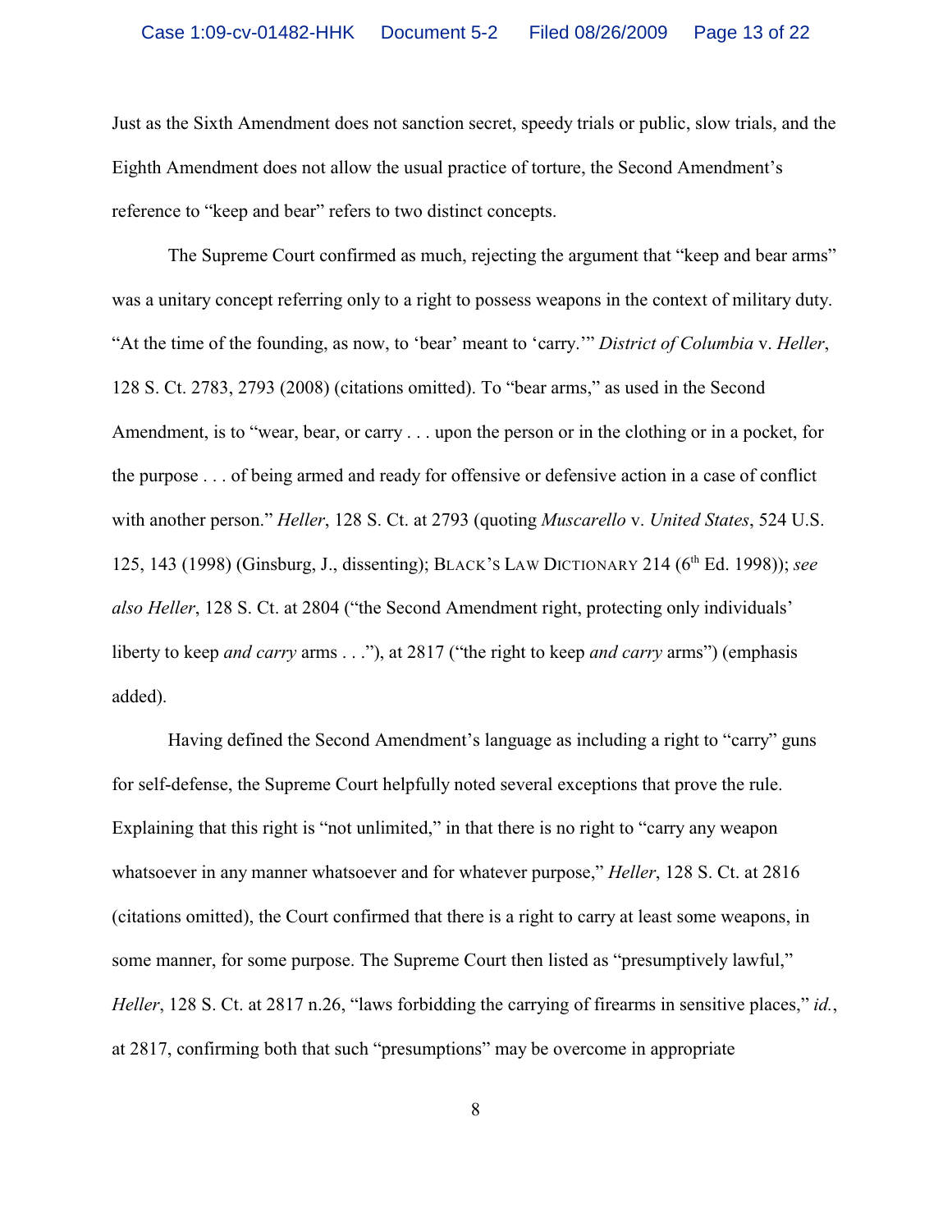Just as the Sixth Amendment does not sanction secret, speedy trials or public, slow trials, and the Eighth Amendment does not allow the usual practice of torture, the Second Amendment's reference to "keep and bear" refers to two distinct concepts.

The Supreme Court confirmed as much, rejecting the argument that "keep and bear arms" was a unitary concept referring only to a right to possess weapons in the context of military duty. "At the time of the founding, as now, to 'bear' meant to 'carry.'" *District of Columbia* v. *Heller*, 128 S. Ct. 2783, 2793 (2008) (citations omitted). To "bear arms," as used in the Second Amendment, is to "wear, bear, or carry . . . upon the person or in the clothing or in a pocket, for the purpose . . . of being armed and ready for offensive or defensive action in a case of conflict with another person." *Heller*, 128 S. Ct. at 2793 (quoting *Muscarello* v. *United States*, 524 U.S. 125, 143 (1998) (Ginsburg, J., dissenting); BLACK'S LAW DICTIONARY 214 (6th Ed. 1998)); *see also Heller*, 128 S. Ct. at 2804 ("the Second Amendment right, protecting only individuals' liberty to keep *and carry* arms . . ."), at 2817 ("the right to keep *and carry* arms") (emphasis added).

Having defined the Second Amendment's language as including a right to "carry" guns for self-defense, the Supreme Court helpfully noted several exceptions that prove the rule. Explaining that this right is "not unlimited," in that there is no right to "carry any weapon whatsoever in any manner whatsoever and for whatever purpose," *Heller*, 128 S. Ct. at 2816 (citations omitted), the Court confirmed that there is a right to carry at least some weapons, in some manner, for some purpose. The Supreme Court then listed as "presumptively lawful," *Heller*, 128 S. Ct. at 2817 n.26, "laws forbidding the carrying of firearms in sensitive places," *id.*, at 2817, confirming both that such "presumptions" may be overcome in appropriate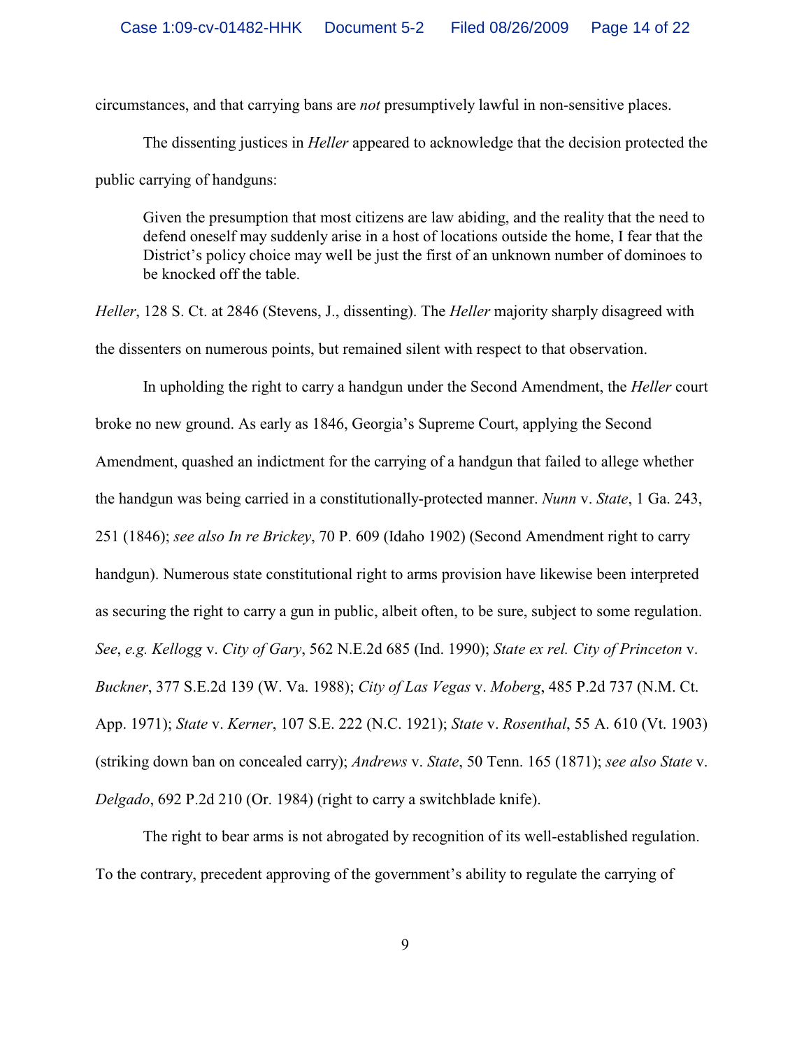circumstances, and that carrying bans are *not* presumptively lawful in non-sensitive places.

The dissenting justices in *Heller* appeared to acknowledge that the decision protected the public carrying of handguns:

> Given the presumption that most citizens are law abiding, and the reality that the need to defend oneself may suddenly arise in a host of locations outside the home, I fear that the District's policy choice may well be just the first of an unknown number of dominoes to be knocked off the table.

*Heller*, 128 S. Ct. at 2846 (Stevens, J., dissenting). The *Heller* majority sharply disagreed with the dissenters on numerous points, but remained silent with respect to that observation.

In upholding the right to carry a handgun under the Second Amendment, the *Heller* court broke no new ground. As early as 1846, Georgia's Supreme Court, applying the Second Amendment, quashed an indictment for the carrying of a handgun that failed to allege whether the handgun was being carried in a constitutionally-protected manner. *Nunn* v. *State*, 1 Ga. 243, 251 (1846); *see also In re Brickey*, 70 P. 609 (Idaho 1902) (Second Amendment right to carry handgun). Numerous state constitutional right to arms provision have likewise been interpreted as securing the right to carry a gun in public, albeit often, to be sure, subject to some regulation. *See*, *e.g. Kellogg* v. *City of Gary*, 562 N.E.2d 685 (Ind. 1990); *State ex rel. City of Princeton* v. *Buckner*, 377 S.E.2d 139 (W. Va. 1988); *City of Las Vegas* v. *Moberg*, 485 P.2d 737 (N.M. Ct. App. 1971); *State* v. *Kerner*, 107 S.E. 222 (N.C. 1921); *State* v. *Rosenthal*, 55 A. 610 (Vt. 1903) (striking down ban on concealed carry); *Andrews* v. *State*, 50 Tenn. 165 (1871); *see also State* v. *Delgado*, 692 P.2d 210 (Or. 1984) (right to carry a switchblade knife).

The right to bear arms is not abrogated by recognition of its well-established regulation. To the contrary, precedent approving of the government's ability to regulate the carrying of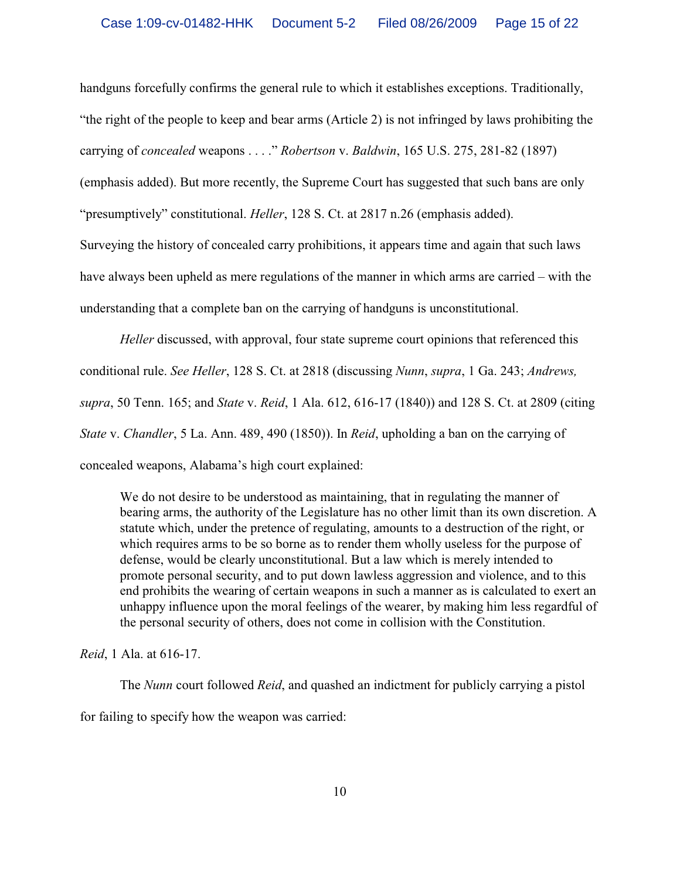handguns forcefully confirms the general rule to which it establishes exceptions. Traditionally, "the right of the people to keep and bear arms (Article 2) is not infringed by laws prohibiting the carrying of *concealed* weapons . . . ." *Robertson* v. *Baldwin*, 165 U.S. 275, 281-82 (1897) (emphasis added). But more recently, the Supreme Court has suggested that such bans are only "presumptively" constitutional. *Heller*, 128 S. Ct. at 2817 n.26 (emphasis added). Surveying the history of concealed carry prohibitions, it appears time and again that such laws have always been upheld as mere regulations of the manner in which arms are carried – with the understanding that a complete ban on the carrying of handguns is unconstitutional.

*Heller* discussed, with approval, four state supreme court opinions that referenced this conditional rule. *See Heller*, 128 S. Ct. at 2818 (discussing *Nunn*, *supra*, 1 Ga. 243; *Andrews, supra*, 50 Tenn. 165; and *State* v. *Reid*, 1 Ala. 612, 616-17 (1840)) and 128 S. Ct. at 2809 (citing *State* v. *Chandler*, 5 La. Ann. 489, 490 (1850)). In *Reid*, upholding a ban on the carrying of concealed weapons, Alabama's high court explained:

> We do not desire to be understood as maintaining, that in regulating the manner of bearing arms, the authority of the Legislature has no other limit than its own discretion. A statute which, under the pretence of regulating, amounts to a destruction of the right, or which requires arms to be so borne as to render them wholly useless for the purpose of defense, would be clearly unconstitutional. But a law which is merely intended to promote personal security, and to put down lawless aggression and violence, and to this end prohibits the wearing of certain weapons in such a manner as is calculated to exert an unhappy influence upon the moral feelings of the wearer, by making him less regardful of the personal security of others, does not come in collision with the Constitution.

*Reid*, 1 Ala. at 616-17.

The *Nunn* court followed *Reid*, and quashed an indictment for publicly carrying a pistol for failing to specify how the weapon was carried: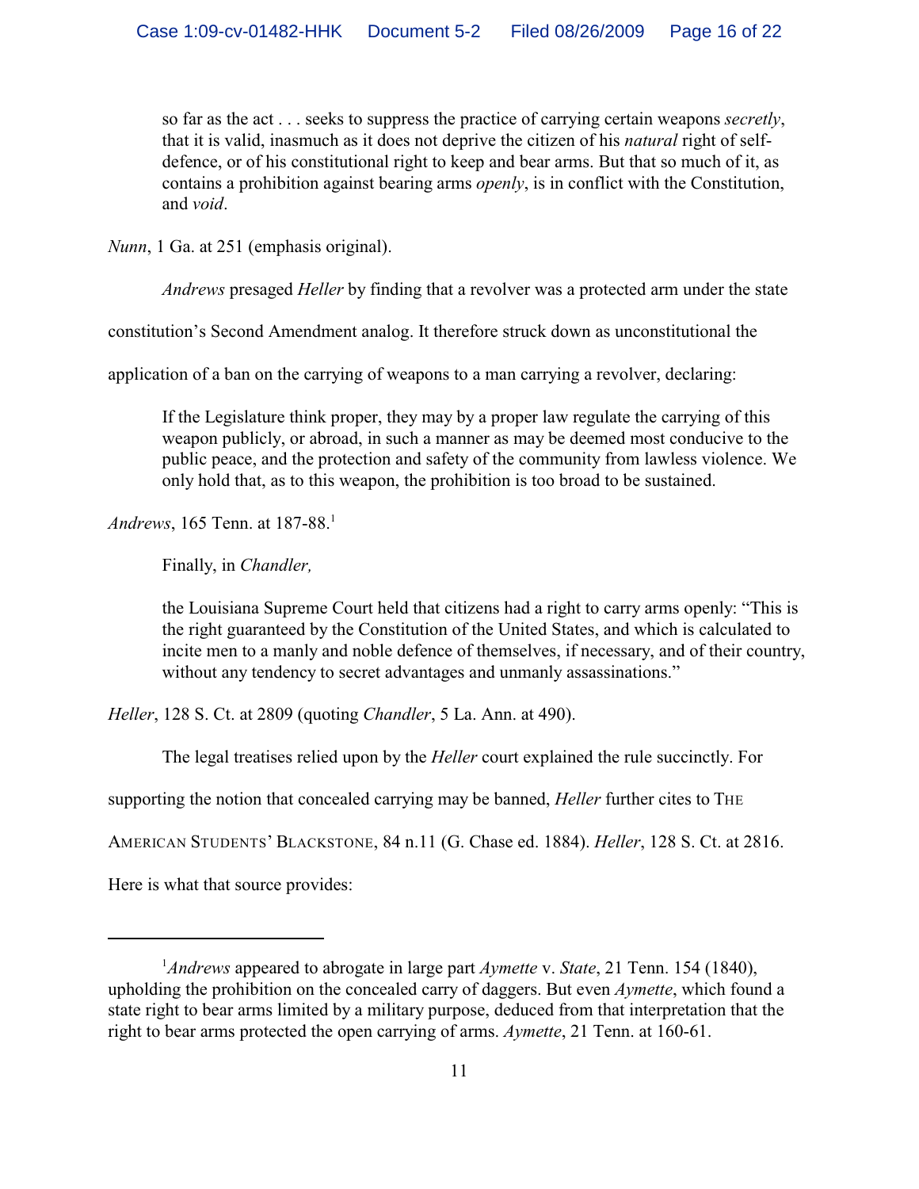> so far as the act . . . seeks to suppress the practice of carrying certain weapons *secretly*, that it is valid, inasmuch as it does not deprive the citizen of his *natural* right of self-defence, or of his constitutional right to keep and bear arms. But that so much of it, as contains a prohibition against bearing arms *openly*, is in conflict with the Constitution, and *void*.

*Nunn*, 1 Ga. at 251 (emphasis original).

*Andrews* presaged *Heller* by finding that a revolver was a protected arm under the state constitution's Second Amendment analog. It therefore struck down as unconstitutional the application of a ban on the carrying of weapons to a man carrying a revolver, declaring:

> If the Legislature think proper, they may by a proper law regulate the carrying of this weapon publicly, or abroad, in such a manner as may be deemed most conducive to the public peace, and the protection and safety of the community from lawless violence. We only hold that, as to this weapon, the prohibition is too broad to be sustained.

*Andrews*, 165 Tenn. at 187-88.[1]

Finally, in *Chandler,*

> the Louisiana Supreme Court held that citizens had a right to carry arms openly: "This is the right guaranteed by the Constitution of the United States, and which is calculated to incite men to a manly and noble defence of themselves, if necessary, and of their country, without any tendency to secret advantages and unmanly assassinations."

*Heller*, 128 S. Ct. at 2809 (quoting *Chandler*, 5 La. Ann. at 490).

The legal treatises relied upon by the *Heller* court explained the rule succinctly. For supporting the notion that concealed carrying may be banned, *Heller* further cites to THE AMERICAN STUDENTS' BLACKSTONE, 84 n.11 (G. Chase ed. 1884). *Heller*, 128 S. Ct. at 2816. Here is what that source provides:

---

[1] *Andrews* appeared to abrogate in large part *Aymette* v. *State*, 21 Tenn. 154 (1840), upholding the prohibition on the concealed carry of daggers. But even *Aymette*, which found a state right to bear arms limited by a military purpose, deduced from that interpretation that the right to bear arms protected the open carrying of arms. *Aymette*, 21 Tenn. at 160-61.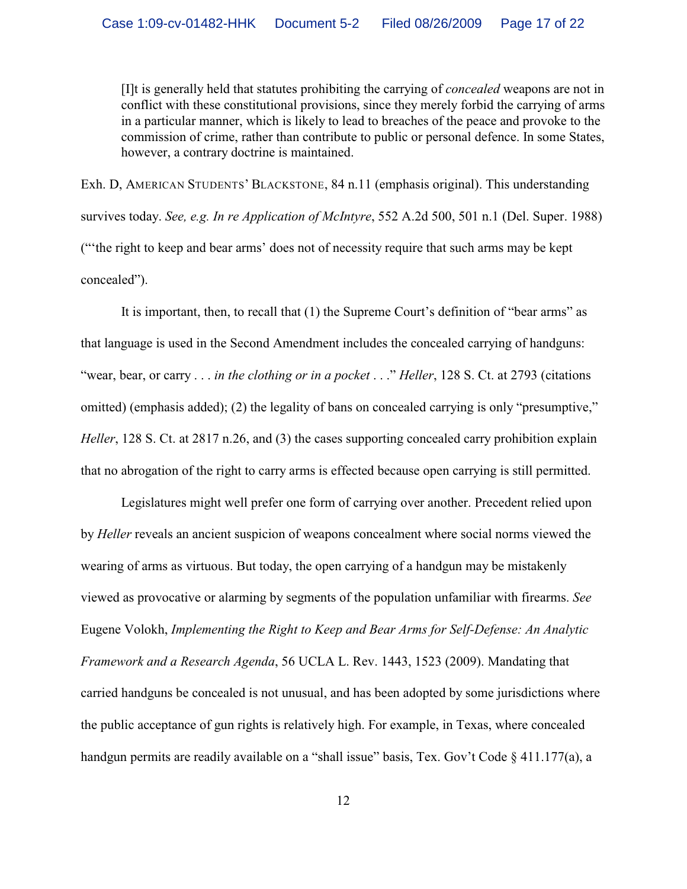> [I]t is generally held that statutes prohibiting the carrying of *concealed* weapons are not in conflict with these constitutional provisions, since they merely forbid the carrying of arms in a particular manner, which is likely to lead to breaches of the peace and provoke to the commission of crime, rather than contribute to public or personal defence. In some States, however, a contrary doctrine is maintained.

Exh. D, AMERICAN STUDENTS' BLACKSTONE, 84 n.11 (emphasis original). This understanding survives today. *See, e.g. In re Application of McIntyre*, 552 A.2d 500, 501 n.1 (Del. Super. 1988) ("'the right to keep and bear arms' does not of necessity require that such arms may be kept concealed").

It is important, then, to recall that (1) the Supreme Court's definition of "bear arms" as that language is used in the Second Amendment includes the concealed carrying of handguns: "wear, bear, or carry . . . *in the clothing or in a pocket* . . ." *Heller*, 128 S. Ct. at 2793 (citations omitted) (emphasis added); (2) the legality of bans on concealed carrying is only "presumptive," *Heller*, 128 S. Ct. at 2817 n.26, and (3) the cases supporting concealed carry prohibition explain that no abrogation of the right to carry arms is effected because open carrying is still permitted.

Legislatures might well prefer one form of carrying over another. Precedent relied upon by *Heller* reveals an ancient suspicion of weapons concealment where social norms viewed the wearing of arms as virtuous. But today, the open carrying of a handgun may be mistakenly viewed as provocative or alarming by segments of the population unfamiliar with firearms. *See* Eugene Volokh, *Implementing the Right to Keep and Bear Arms for Self-Defense: An Analytic Framework and a Research Agenda*, 56 UCLA L. Rev. 1443, 1523 (2009). Mandating that carried handguns be concealed is not unusual, and has been adopted by some jurisdictions where the public acceptance of gun rights is relatively high. For example, in Texas, where concealed handgun permits are readily available on a "shall issue" basis, Tex. Gov't Code § 411.177(a), a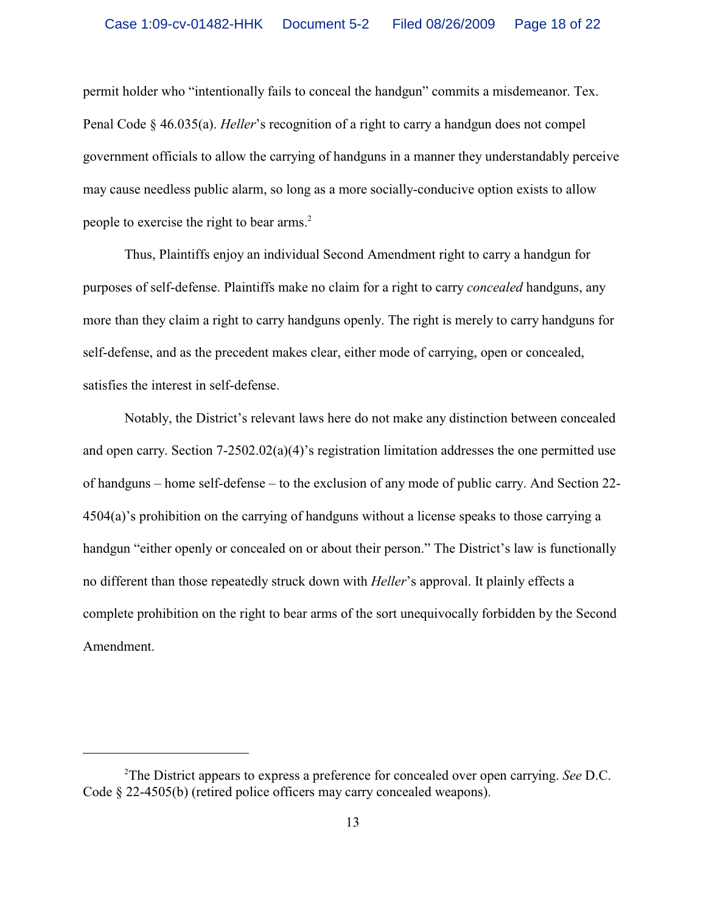permit holder who "intentionally fails to conceal the handgun" commits a misdemeanor. Tex. Penal Code § 46.035(a). *Heller*'s recognition of a right to carry a handgun does not compel government officials to allow the carrying of handguns in a manner they understandably perceive may cause needless public alarm, so long as a more socially-conducive option exists to allow people to exercise the right to bear arms.[2]

Thus, Plaintiffs enjoy an individual Second Amendment right to carry a handgun for purposes of self-defense. Plaintiffs make no claim for a right to carry *concealed* handguns, any more than they claim a right to carry handguns openly. The right is merely to carry handguns for self-defense, and as the precedent makes clear, either mode of carrying, open or concealed, satisfies the interest in self-defense.

Notably, the District's relevant laws here do not make any distinction between concealed and open carry. Section 7-2502.02(a)(4)'s registration limitation addresses the one permitted use of handguns – home self-defense – to the exclusion of any mode of public carry. And Section 22-4504(a)'s prohibition on the carrying of handguns without a license speaks to those carrying a handgun "either openly or concealed on or about their person." The District's law is functionally no different than those repeatedly struck down with *Heller*'s approval. It plainly effects a complete prohibition on the right to bear arms of the sort unequivocally forbidden by the Second Amendment.

---

[2] The District appears to express a preference for concealed over open carrying. *See* D.C. Code § 22-4505(b) (retired police officers may carry concealed weapons).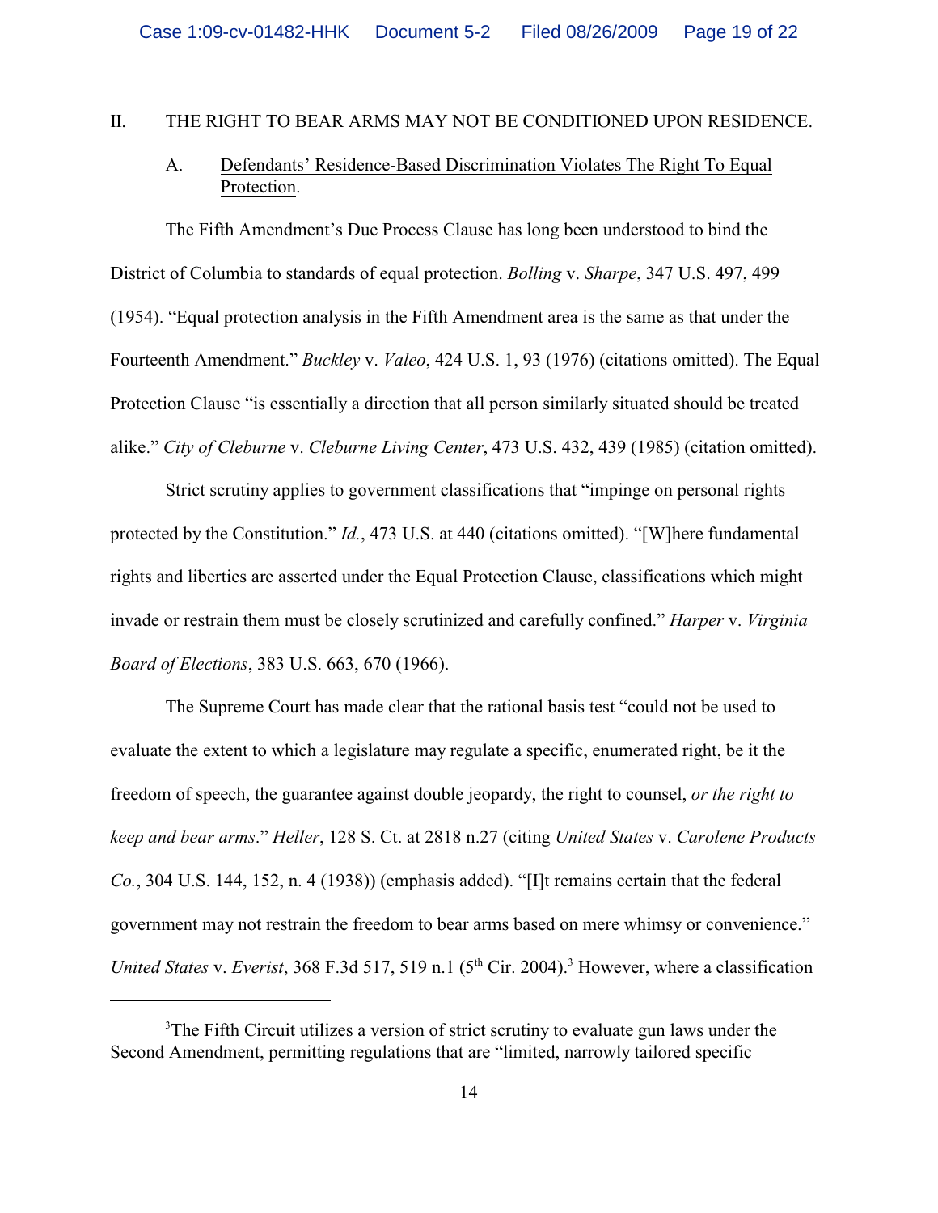## II. THE RIGHT TO BEAR ARMS MAY NOT BE CONDITIONED UPON RESIDENCE.

### A. Defendants' Residence-Based Discrimination Violates The Right To Equal Protection.

The Fifth Amendment's Due Process Clause has long been understood to bind the District of Columbia to standards of equal protection. *Bolling* v. *Sharpe*, 347 U.S. 497, 499 (1954). "Equal protection analysis in the Fifth Amendment area is the same as that under the Fourteenth Amendment." *Buckley* v. *Valeo*, 424 U.S. 1, 93 (1976) (citations omitted). The Equal Protection Clause "is essentially a direction that all person similarly situated should be treated alike." *City of Cleburne* v. *Cleburne Living Center*, 473 U.S. 432, 439 (1985) (citation omitted).

Strict scrutiny applies to government classifications that "impinge on personal rights protected by the Constitution." *Id.*, 473 U.S. at 440 (citations omitted). "[W]here fundamental rights and liberties are asserted under the Equal Protection Clause, classifications which might invade or restrain them must be closely scrutinized and carefully confined." *Harper* v. *Virginia Board of Elections*, 383 U.S. 663, 670 (1966).

The Supreme Court has made clear that the rational basis test "could not be used to evaluate the extent to which a legislature may regulate a specific, enumerated right, be it the freedom of speech, the guarantee against double jeopardy, the right to counsel, *or the right to keep and bear arms*." *Heller*, 128 S. Ct. at 2818 n.27 (citing *United States* v. *Carolene Products Co.*, 304 U.S. 144, 152, n. 4 (1938)) (emphasis added). "[I]t remains certain that the federal government may not restrain the freedom to bear arms based on mere whimsy or convenience." *United States* v. *Everist*, 368 F.3d 517, 519 n.1 (5th Cir. 2004).[3] However, where a classification

---

[3]The Fifth Circuit utilizes a version of strict scrutiny to evaluate gun laws under the Second Amendment, permitting regulations that are "limited, narrowly tailored specific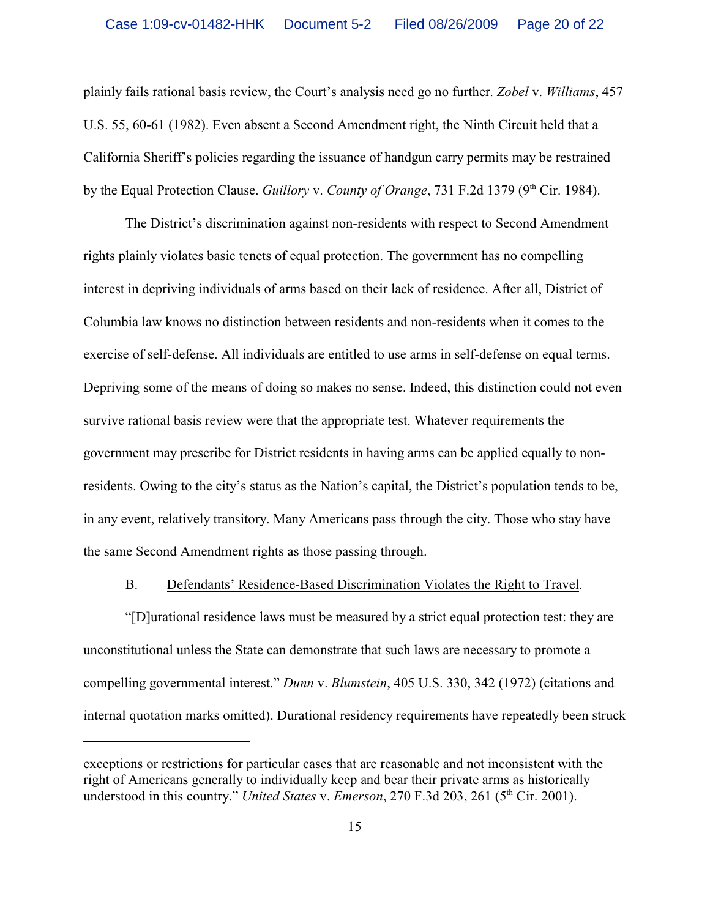plainly fails rational basis review, the Court's analysis need go no further. *Zobel* v. *Williams*, 457 U.S. 55, 60-61 (1982). Even absent a Second Amendment right, the Ninth Circuit held that a California Sheriff's policies regarding the issuance of handgun carry permits may be restrained by the Equal Protection Clause. *Guillory* v. *County of Orange*, 731 F.2d 1379 (9th Cir. 1984).

The District's discrimination against non-residents with respect to Second Amendment rights plainly violates basic tenets of equal protection. The government has no compelling interest in depriving individuals of arms based on their lack of residence. After all, District of Columbia law knows no distinction between residents and non-residents when it comes to the exercise of self-defense. All individuals are entitled to use arms in self-defense on equal terms. Depriving some of the means of doing so makes no sense. Indeed, this distinction could not even survive rational basis review were that the appropriate test. Whatever requirements the government may prescribe for District residents in having arms can be applied equally to non-residents. Owing to the city's status as the Nation's capital, the District's population tends to be, in any event, relatively transitory. Many Americans pass through the city. Those who stay have the same Second Amendment rights as those passing through.

B. Defendants' Residence-Based Discrimination Violates the Right to Travel.

"[D]urational residence laws must be measured by a strict equal protection test: they are unconstitutional unless the State can demonstrate that such laws are necessary to promote a compelling governmental interest." *Dunn* v. *Blumstein*, 405 U.S. 330, 342 (1972) (citations and internal quotation marks omitted). Durational residency requirements have repeatedly been struck

---

exceptions or restrictions for particular cases that are reasonable and not inconsistent with the right of Americans generally to individually keep and bear their private arms as historically understood in this country." *United States* v. *Emerson*, 270 F.3d 203, 261 (5th Cir. 2001).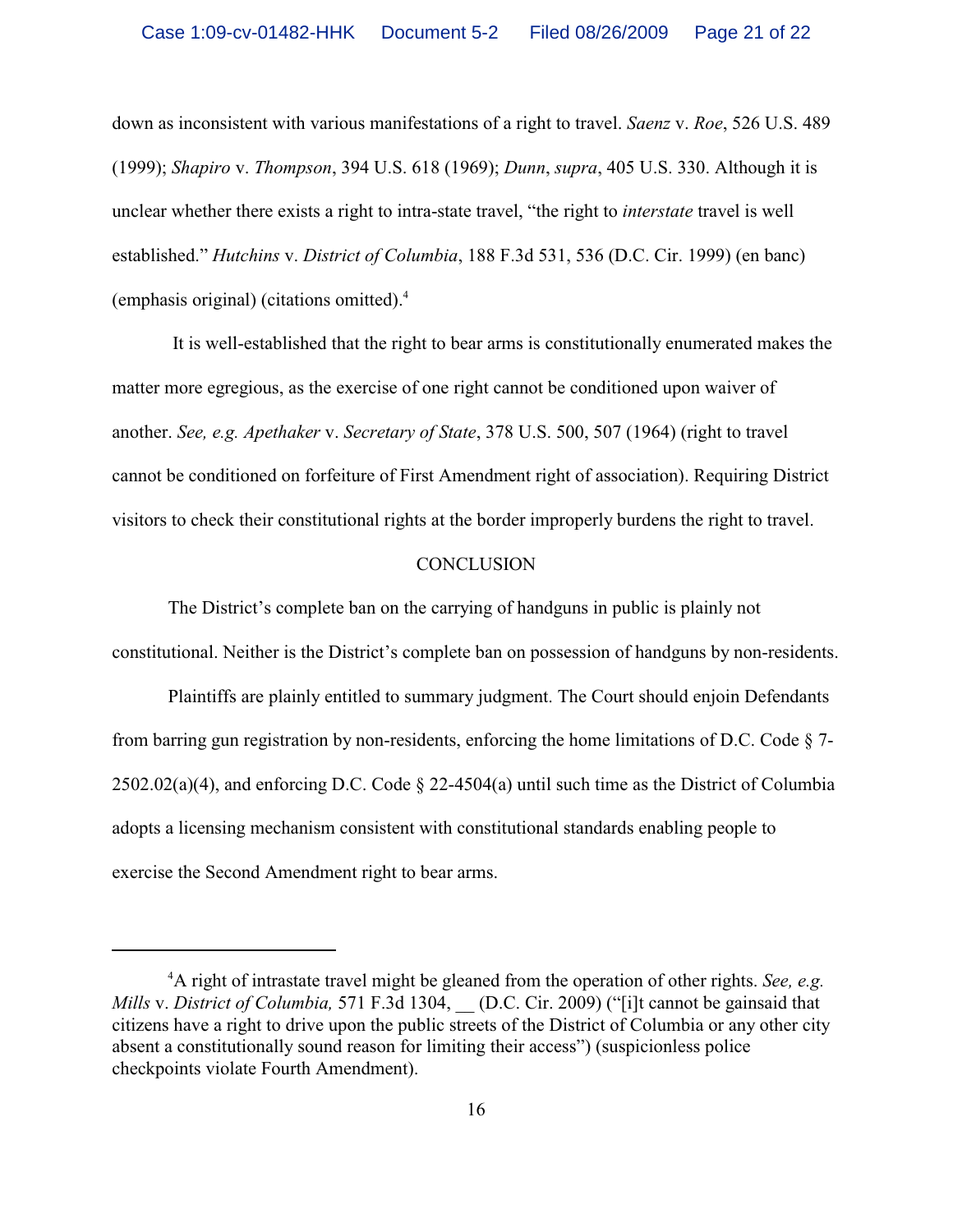down as inconsistent with various manifestations of a right to travel. *Saenz* v. *Roe*, 526 U.S. 489 (1999); *Shapiro* v. *Thompson*, 394 U.S. 618 (1969); *Dunn*, *supra*, 405 U.S. 330. Although it is unclear whether there exists a right to intra-state travel, "the right to *interstate* travel is well established." *Hutchins* v. *District of Columbia*, 188 F.3d 531, 536 (D.C. Cir. 1999) (en banc) (emphasis original) (citations omitted).[4]

It is well-established that the right to bear arms is constitutionally enumerated makes the matter more egregious, as the exercise of one right cannot be conditioned upon waiver of another. *See, e.g. Apethaker* v. *Secretary of State*, 378 U.S. 500, 507 (1964) (right to travel cannot be conditioned on forfeiture of First Amendment right of association). Requiring District visitors to check their constitutional rights at the border improperly burdens the right to travel.

CONCLUSION

The District's complete ban on the carrying of handguns in public is plainly not constitutional. Neither is the District's complete ban on possession of handguns by non-residents.

Plaintiffs are plainly entitled to summary judgment. The Court should enjoin Defendants from barring gun registration by non-residents, enforcing the home limitations of D.C. Code § 7-2502.02(a)(4), and enforcing D.C. Code § 22-4504(a) until such time as the District of Columbia adopts a licensing mechanism consistent with constitutional standards enabling people to exercise the Second Amendment right to bear arms.

---

[4]A right of intrastate travel might be gleaned from the operation of other rights. *See, e.g. Mills* v. *District of Columbia,* 571 F.3d 1304, __ (D.C. Cir. 2009) ("[i]t cannot be gainsaid that citizens have a right to drive upon the public streets of the District of Columbia or any other city absent a constitutionally sound reason for limiting their access") (suspicionless police checkpoints violate Fourth Amendment).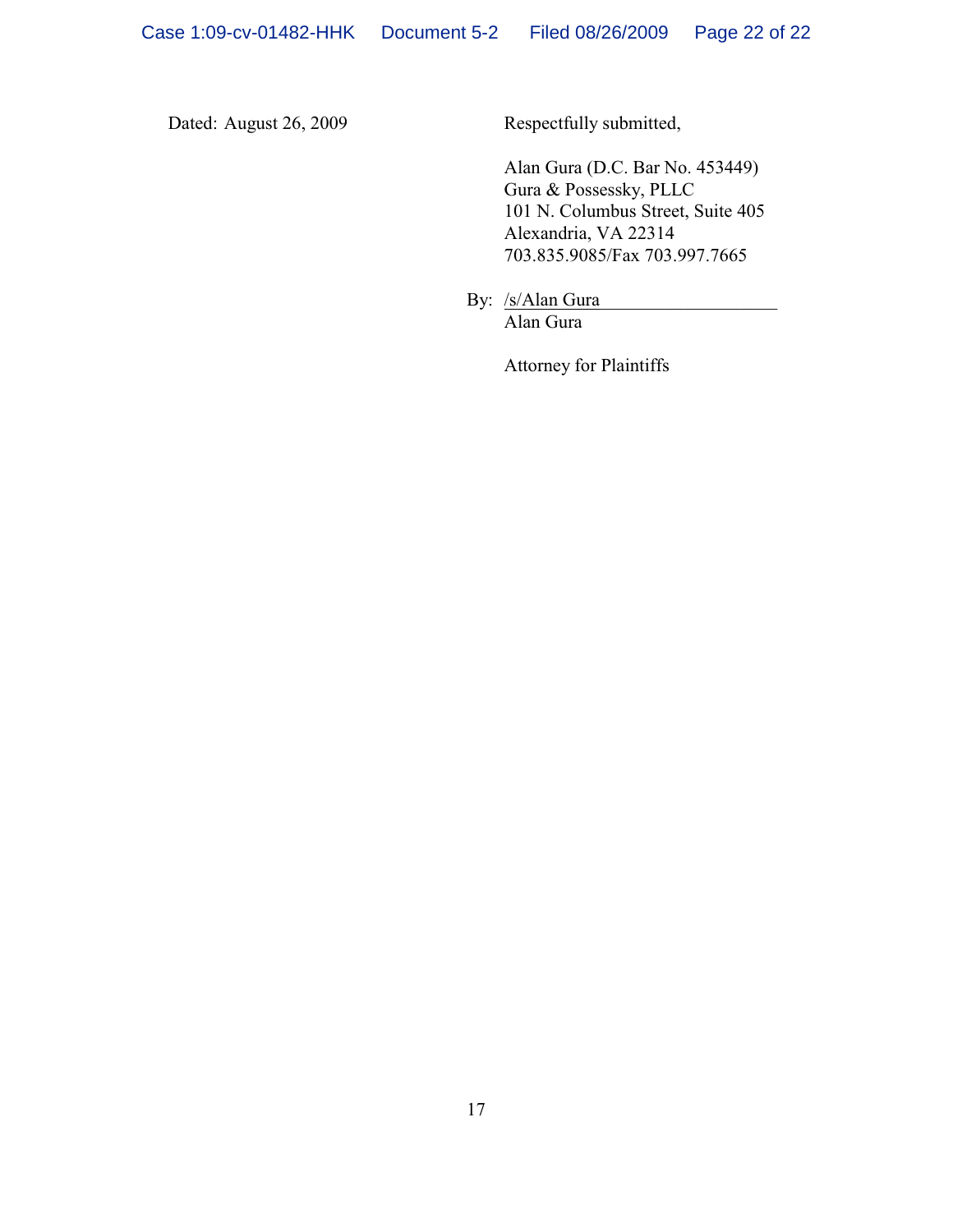Dated: August 26, 2009

Respectfully submitted,

Alan Gura (D.C. Bar No. 453449)
Gura & Possessky, PLLC
101 N. Columbus Street, Suite 405
Alexandria, VA 22314
703.835.9085/Fax 703.997.7665

By: /s/Alan Gura
Alan Gura

Attorney for Plaintiffs